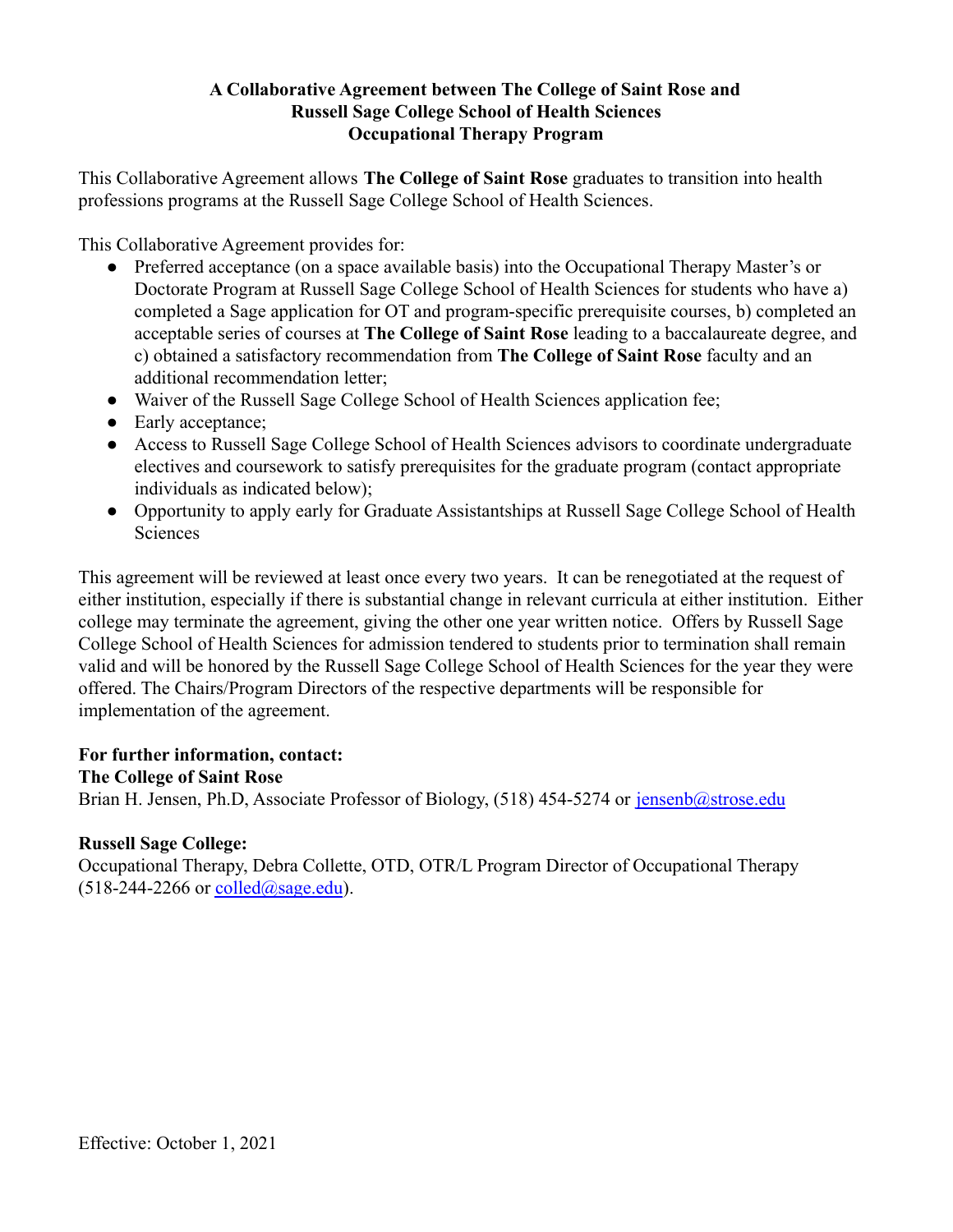# A Collaborative Agreement between The College of Saint Rose and Russell Sage College School of Health Sciences Occupational Therapy Program

This Collaborative Agreement allows **The College of Saint Rose** graduates to transition into health professions programs at the Russell Sage College School of Health Sciences.

This Collaborative Agreement provides for:

- Preferred acceptance (on a space available basis) into the Occupational Therapy Master's or Doctorate Program at Russell Sage College School of Health Sciences for students who have a) completed a Sage application for OT and program-specific prerequisite courses, b) completed an acceptable series of courses at **The College of Saint Rose** leading to a baccalaureate degree, and c) obtained a satisfactory recommendation from **The College of Saint Rose** faculty and an additional recommendation letter;
- Waiver of the Russell Sage College School of Health Sciences application fee;
- Early acceptance;
- Access to Russell Sage College School of Health Sciences advisors to coordinate undergraduate electives and coursework to satisfy prerequisites for the graduate program (contact appropriate individuals as indicated below);
- Opportunity to apply early for Graduate Assistantships at Russell Sage College School of Health Sciences

This agreement will be reviewed at least once every two years. It can be renegotiated at the request of either institution, especially if there is substantial change in relevant curricula at either institution. Either college may terminate the agreement, giving the other one year written notice. Offers by Russell Sage College School of Health Sciences for admission tendered to students prior to termination shall remain valid and will be honored by the Russell Sage College School of Health Sciences for the year they were offered. The Chairs/Program Directors of the respective departments will be responsible for implementation of the agreement.

**For further information, contact:**
**The College of Saint Rose**
Brian H. Jensen, Ph.D, Associate Professor of Biology, (518) 454-5274 or jensenb@strose.edu

**Russell Sage College:**
Occupational Therapy, Debra Collette, OTD, OTR/L Program Director of Occupational Therapy (518-244-2266 or colled@sage.edu).

Effective: October 1, 2021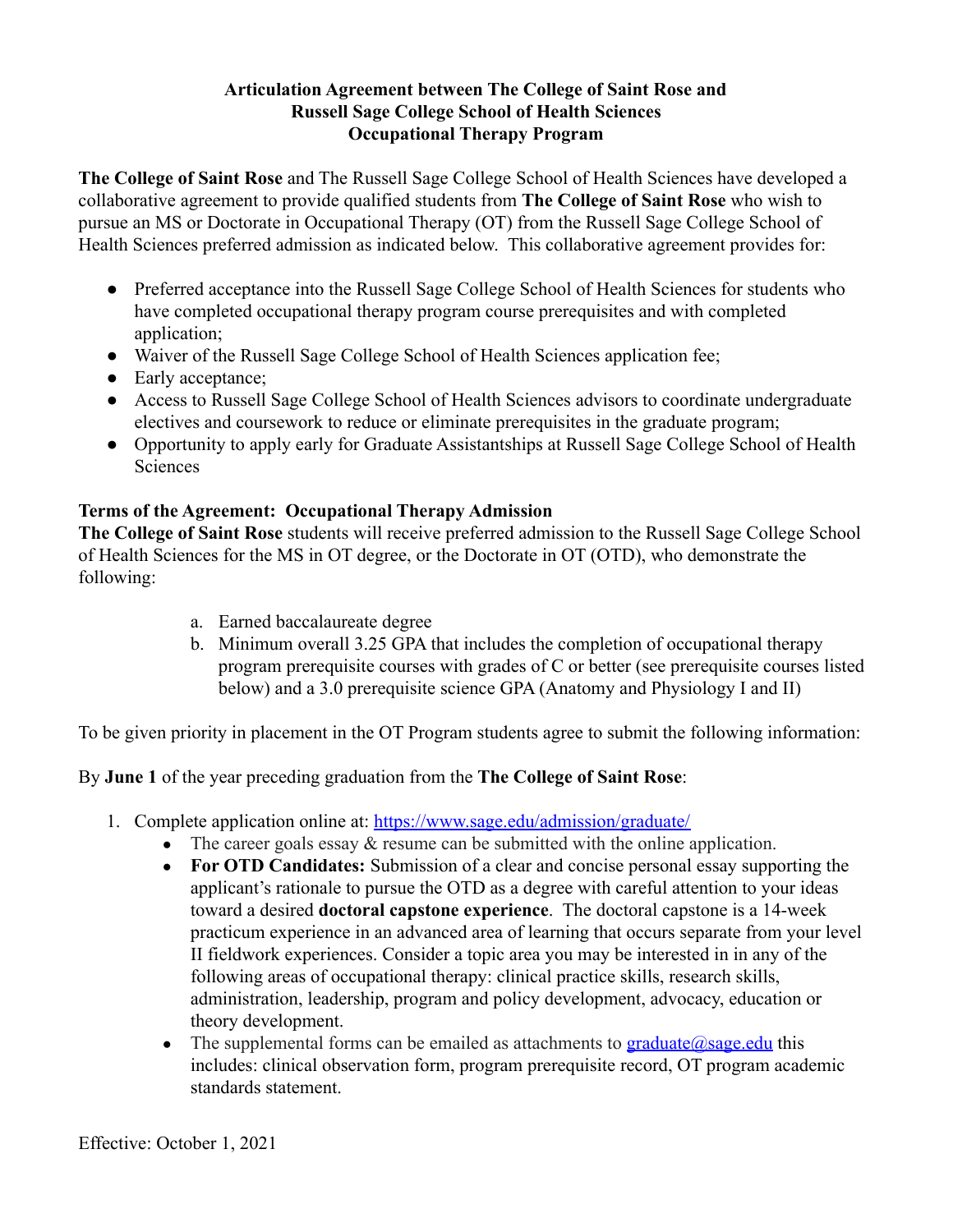**Articulation Agreement between The College of Saint Rose and Russell Sage College School of Health Sciences Occupational Therapy Program**

**The College of Saint Rose** and The Russell Sage College School of Health Sciences have developed a collaborative agreement to provide qualified students from **The College of Saint Rose** who wish to pursue an MS or Doctorate in Occupational Therapy (OT) from the Russell Sage College School of Health Sciences preferred admission as indicated below. This collaborative agreement provides for:

- Preferred acceptance into the Russell Sage College School of Health Sciences for students who have completed occupational therapy program course prerequisites and with completed application;
- Waiver of the Russell Sage College School of Health Sciences application fee;
- Early acceptance;
- Access to Russell Sage College School of Health Sciences advisors to coordinate undergraduate electives and coursework to reduce or eliminate prerequisites in the graduate program;
- Opportunity to apply early for Graduate Assistantships at Russell Sage College School of Health Sciences

**Terms of the Agreement: Occupational Therapy Admission**

**The College of Saint Rose** students will receive preferred admission to the Russell Sage College School of Health Sciences for the MS in OT degree, or the Doctorate in OT (OTD), who demonstrate the following:

a. Earned baccalaureate degree
b. Minimum overall 3.25 GPA that includes the completion of occupational therapy program prerequisite courses with grades of C or better (see prerequisite courses listed below) and a 3.0 prerequisite science GPA (Anatomy and Physiology I and II)

To be given priority in placement in the OT Program students agree to submit the following information:

By **June 1** of the year preceding graduation from the **The College of Saint Rose**:

1. Complete application online at: https://www.sage.edu/admission/graduate/
   - The career goals essay & resume can be submitted with the online application.
   - **For OTD Candidates:** Submission of a clear and concise personal essay supporting the applicant's rationale to pursue the OTD as a degree with careful attention to your ideas toward a desired **doctoral capstone experience**. The doctoral capstone is a 14-week practicum experience in an advanced area of learning that occurs separate from your level II fieldwork experiences. Consider a topic area you may be interested in in any of the following areas of occupational therapy: clinical practice skills, research skills, administration, leadership, program and policy development, advocacy, education or theory development.
   - The supplemental forms can be emailed as attachments to graduate@sage.edu this includes: clinical observation form, program prerequisite record, OT program academic standards statement.

Effective: October 1, 2021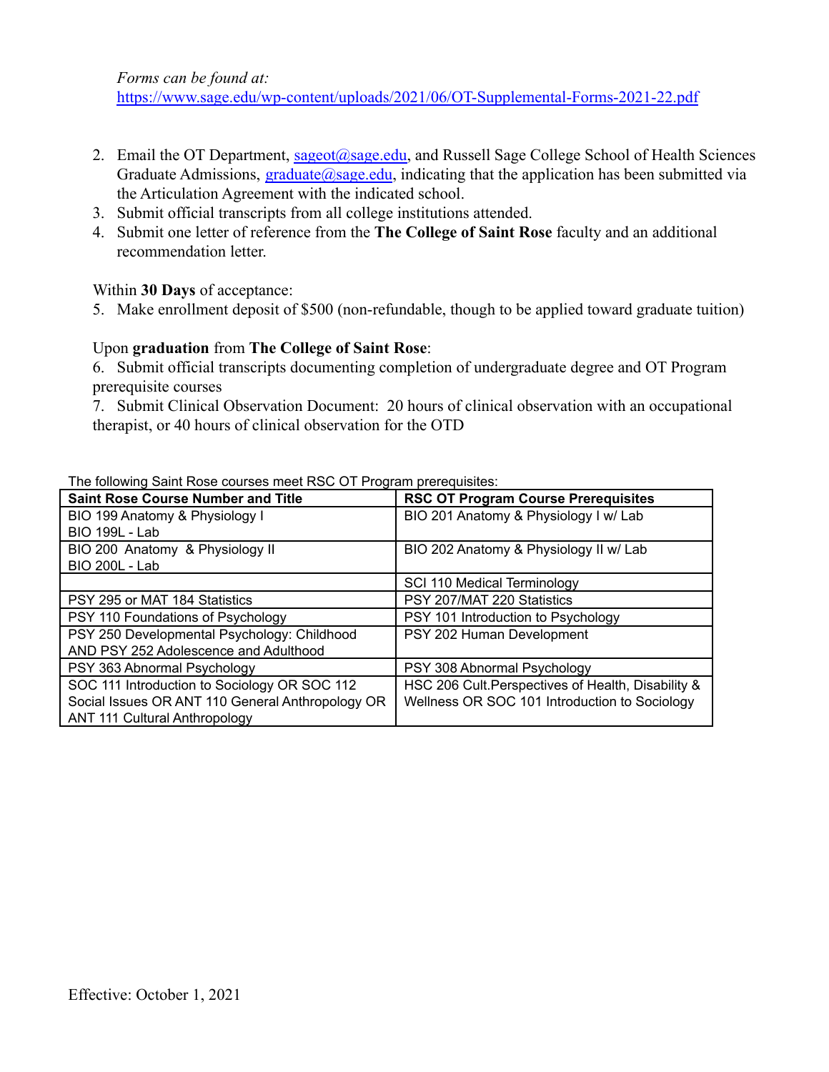*Forms can be found at:*
https://www.sage.edu/wp-content/uploads/2021/06/OT-Supplemental-Forms-2021-22.pdf

2. Email the OT Department, sageot@sage.edu, and Russell Sage College School of Health Sciences Graduate Admissions, graduate@sage.edu, indicating that the application has been submitted via the Articulation Agreement with the indicated school.
3. Submit official transcripts from all college institutions attended.
4. Submit one letter of reference from the **The College of Saint Rose** faculty and an additional recommendation letter.

Within **30 Days** of acceptance:

5. Make enrollment deposit of $500 (non-refundable, though to be applied toward graduate tuition)

Upon **graduation** from **The College of Saint Rose**:

6. Submit official transcripts documenting completion of undergraduate degree and OT Program prerequisite courses
7. Submit Clinical Observation Document: 20 hours of clinical observation with an occupational therapist, or 40 hours of clinical observation for the OTD

The following Saint Rose courses meet RSC OT Program prerequisites:

| **Saint Rose Course Number and Title** | **RSC OT Program Course Prerequisites** |
|---|---|
| BIO 199 Anatomy & Physiology I<br>BIO 199L - Lab | BIO 201 Anatomy & Physiology I w/ Lab |
| BIO 200 Anatomy & Physiology II<br>BIO 200L - Lab | BIO 202 Anatomy & Physiology II w/ Lab |
| | SCI 110 Medical Terminology |
| PSY 295 or MAT 184 Statistics | PSY 207/MAT 220 Statistics |
| PSY 110 Foundations of Psychology | PSY 101 Introduction to Psychology |
| PSY 250 Developmental Psychology: Childhood AND PSY 252 Adolescence and Adulthood | PSY 202 Human Development |
| PSY 363 Abnormal Psychology | PSY 308 Abnormal Psychology |
| SOC 111 Introduction to Sociology OR SOC 112 Social Issues OR ANT 110 General Anthropology OR ANT 111 Cultural Anthropology | HSC 206 Cult.Perspectives of Health, Disability & Wellness OR SOC 101 Introduction to Sociology |

Effective: October 1, 2021